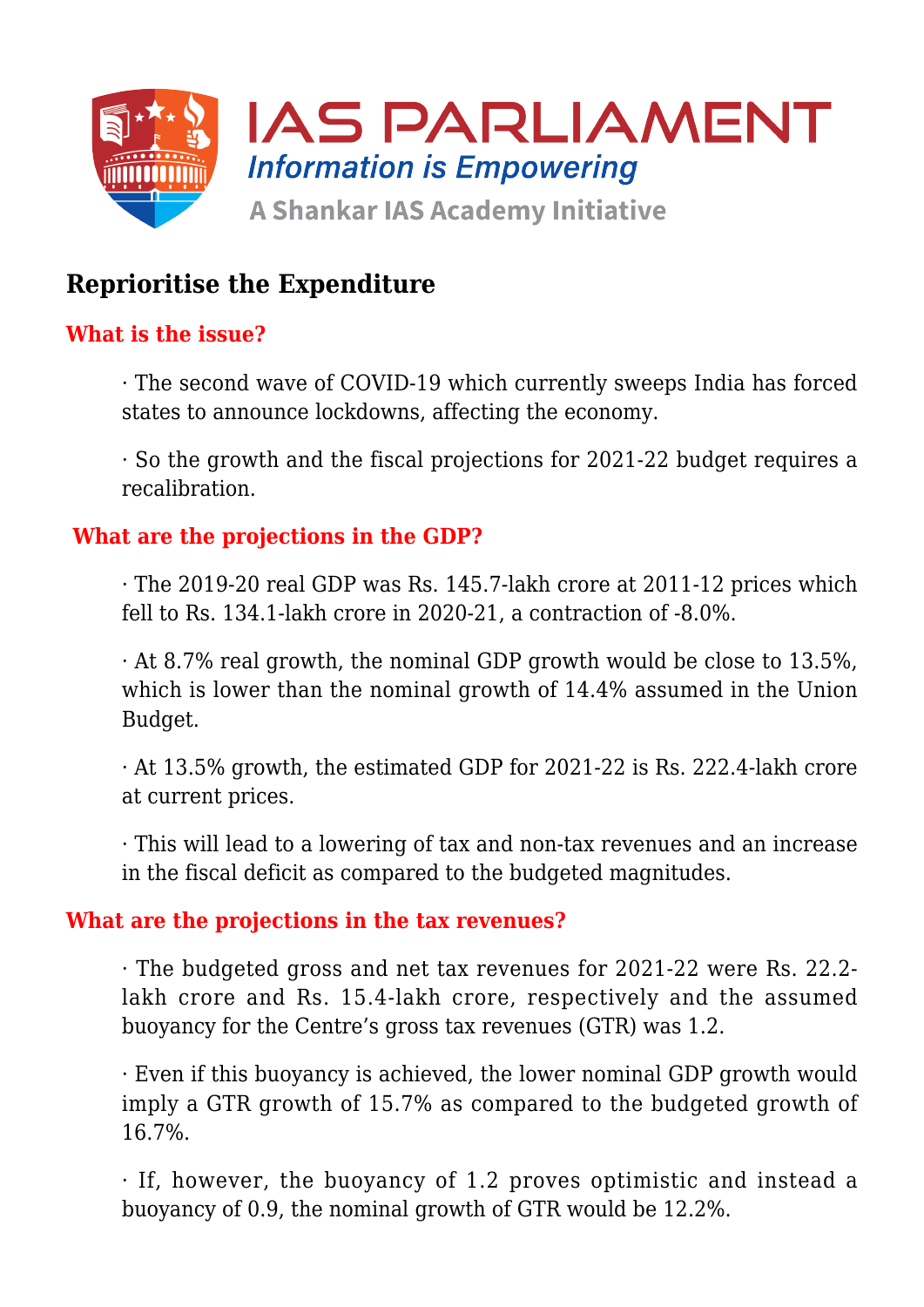## Reprioritise the Expenditure

### What is the issue?

- The second wave of COVID-19 which currently sweeps India has forced states to announce lockdowns, affecting the economy.
- So the growth and the fiscal projections for 2021-22 budget requires a recalibration.

### What are the projections in the GDP?

- The 2019-20 real GDP was Rs. 145.7-lakh crore at 2011-12 prices which fell to Rs. 134.1-lakh crore in 2020-21, a contraction of -8.0%.
- At 8.7% real growth, the nominal GDP growth would be close to 13.5%, which is lower than the nominal growth of 14.4% assumed in the Union Budget.
- At 13.5% growth, the estimated GDP for 2021-22 is Rs. 222.4-lakh crore at current prices.
- This will lead to a lowering of tax and non-tax revenues and an increase in the fiscal deficit as compared to the budgeted magnitudes.

### What are the projections in the tax revenues?

- The budgeted gross and net tax revenues for 2021-22 were Rs. 22.2-lakh crore and Rs. 15.4-lakh crore, respectively and the assumed buoyancy for the Centre's gross tax revenues (GTR) was 1.2.
- Even if this buoyancy is achieved, the lower nominal GDP growth would imply a GTR growth of 15.7% as compared to the budgeted growth of 16.7%.
- If, however, the buoyancy of 1.2 proves optimistic and instead a buoyancy of 0.9, the nominal growth of GTR would be 12.2%.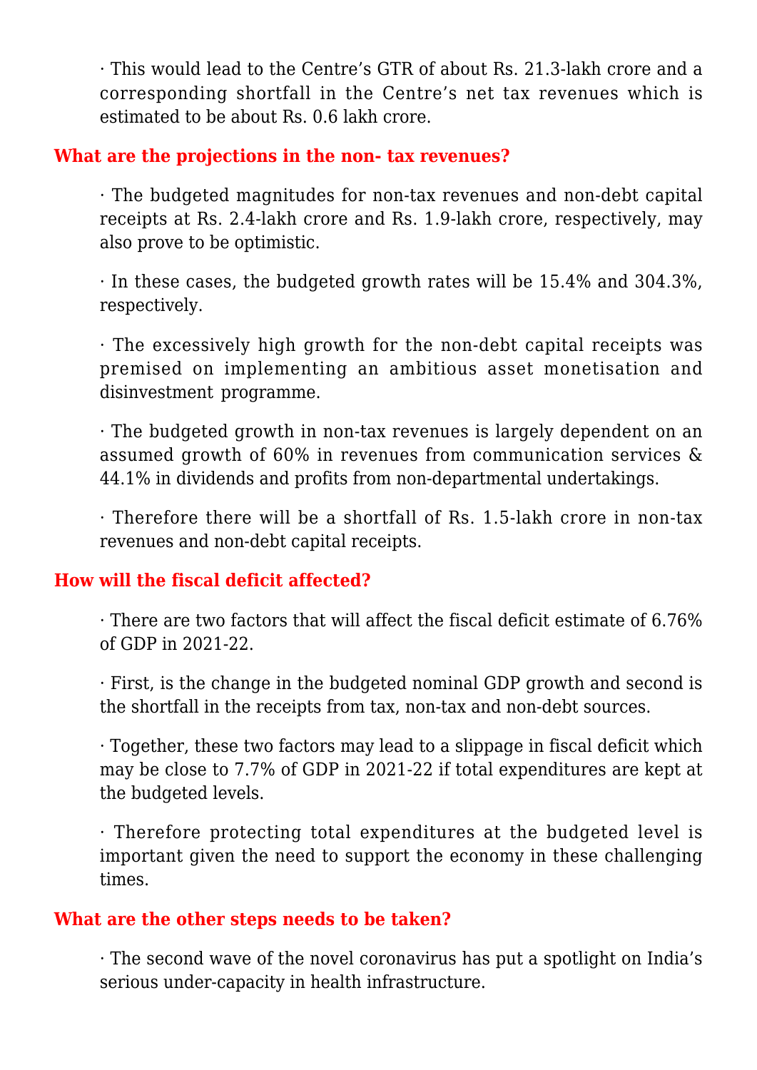- This would lead to the Centre's GTR of about Rs. 21.3-lakh crore and a corresponding shortfall in the Centre's net tax revenues which is estimated to be about Rs. 0.6 lakh crore.

## What are the projections in the non- tax revenues?

- The budgeted magnitudes for non-tax revenues and non-debt capital receipts at Rs. 2.4-lakh crore and Rs. 1.9-lakh crore, respectively, may also prove to be optimistic.
- In these cases, the budgeted growth rates will be 15.4% and 304.3%, respectively.
- The excessively high growth for the non-debt capital receipts was premised on implementing an ambitious asset monetisation and disinvestment programme.
- The budgeted growth in non-tax revenues is largely dependent on an assumed growth of 60% in revenues from communication services & 44.1% in dividends and profits from non-departmental undertakings.
- Therefore there will be a shortfall of Rs. 1.5-lakh crore in non-tax revenues and non-debt capital receipts.

## How will the fiscal deficit affected?

- There are two factors that will affect the fiscal deficit estimate of 6.76% of GDP in 2021-22.
- First, is the change in the budgeted nominal GDP growth and second is the shortfall in the receipts from tax, non-tax and non-debt sources.
- Together, these two factors may lead to a slippage in fiscal deficit which may be close to 7.7% of GDP in 2021-22 if total expenditures are kept at the budgeted levels.
- Therefore protecting total expenditures at the budgeted level is important given the need to support the economy in these challenging times.

## What are the other steps needs to be taken?

- The second wave of the novel coronavirus has put a spotlight on India's serious under-capacity in health infrastructure.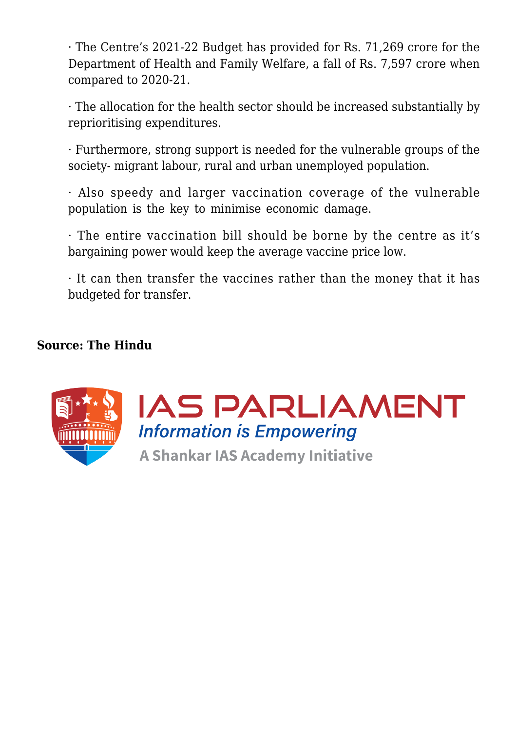· The Centre's 2021-22 Budget has provided for Rs. 71,269 crore for the Department of Health and Family Welfare, a fall of Rs. 7,597 crore when compared to 2020-21.

· The allocation for the health sector should be increased substantially by reprioritising expenditures.

· Furthermore, strong support is needed for the vulnerable groups of the society- migrant labour, rural and urban unemployed population.

· Also speedy and larger vaccination coverage of the vulnerable population is the key to minimise economic damage.

· The entire vaccination bill should be borne by the centre as it's bargaining power would keep the average vaccine price low.

· It can then transfer the vaccines rather than the money that it has budgeted for transfer.

**Source: The Hindu**

IAS PARLIAMENT

*Information is Empowering*

A Shankar IAS Academy Initiative